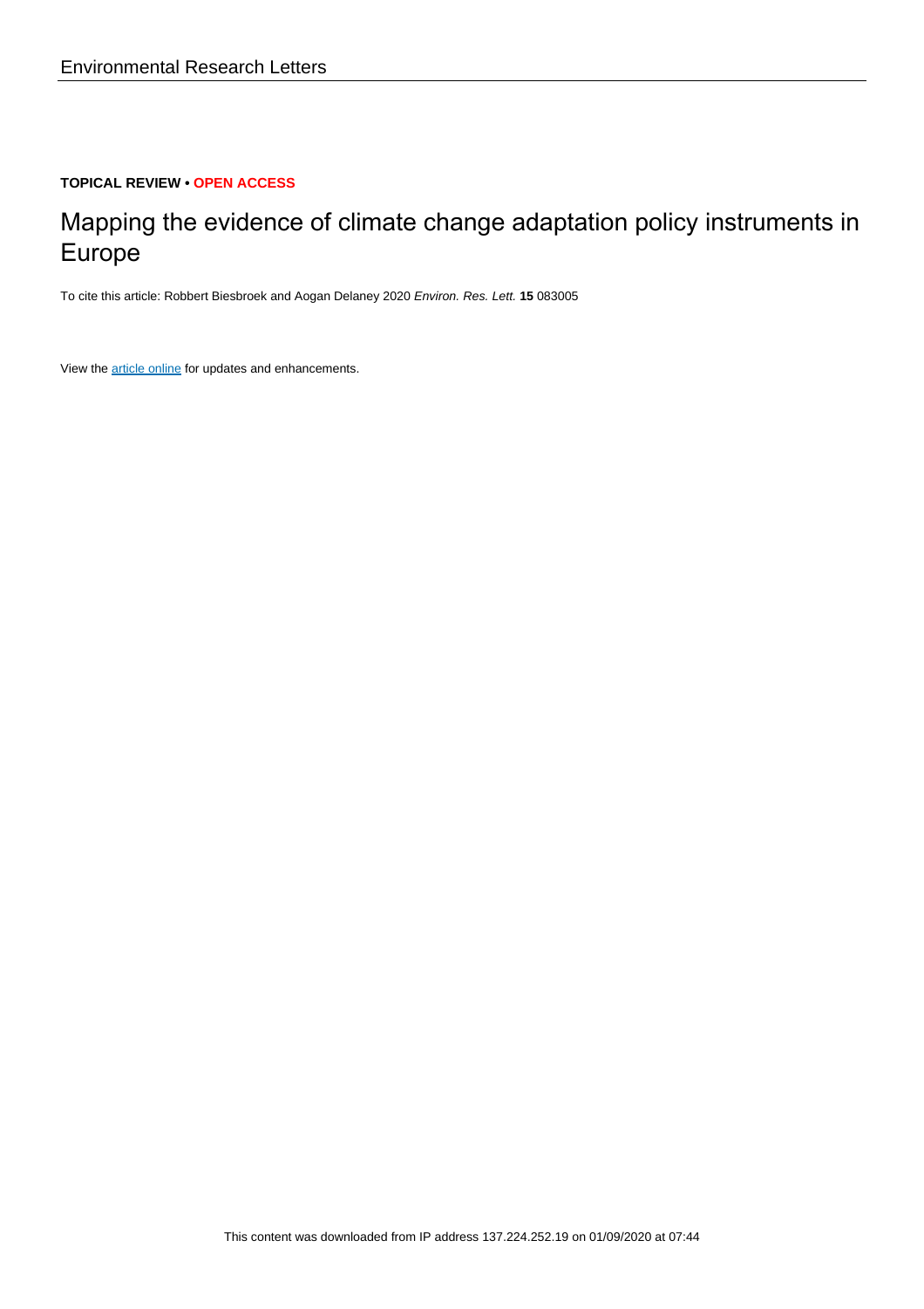Environmental Research Letters

**TOPICAL REVIEW • OPEN ACCESS**

# Mapping the evidence of climate change adaptation policy instruments in Europe

To cite this article: Robbert Biesbroek and Aogan Delaney 2020 *Environ. Res. Lett.* **15** 083005

View the article online for updates and enhancements.

This content was downloaded from IP address 137.224.252.19 on 01/09/2020 at 07:44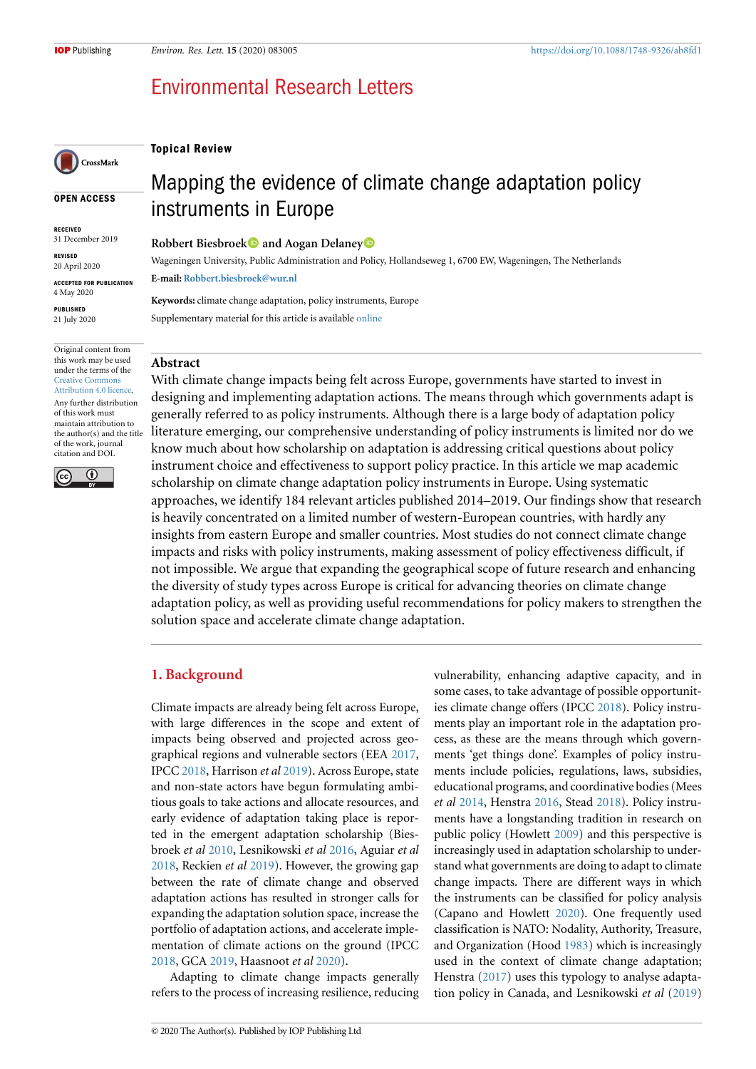Topical Review

# Mapping the evidence of climate change adaptation policy instruments in Europe

**Robbert Biesbroek and Aogan Delaney**

Wageningen University, Public Administration and Policy, Hollandseweg 1, 6700 EW, Wageningen, The Netherlands

**E-mail:** Robbert.biesbroek@wur.nl

**Keywords:** climate change adaptation, policy instruments, Europe

Supplementary material for this article is available online

OPEN ACCESS

RECEIVED
31 December 2019

REVISED
20 April 2020

ACCEPTED FOR PUBLICATION
4 May 2020

PUBLISHED
21 July 2020

Original content from this work may be used under the terms of the Creative Commons Attribution 4.0 licence.

Any further distribution of this work must maintain attribution to the author(s) and the title of the work, journal citation and DOI.

## Abstract

With climate change impacts being felt across Europe, governments have started to invest in designing and implementing adaptation actions. The means through which governments adapt is generally referred to as policy instruments. Although there is a large body of adaptation policy literature emerging, our comprehensive understanding of policy instruments is limited nor do we know much about how scholarship on adaptation is addressing critical questions about policy instrument choice and effectiveness to support policy practice. In this article we map academic scholarship on climate change adaptation policy instruments in Europe. Using systematic approaches, we identify 184 relevant articles published 2014–2019. Our findings show that research is heavily concentrated on a limited number of western-European countries, with hardly any insights from eastern Europe and smaller countries. Most studies do not connect climate change impacts and risks with policy instruments, making assessment of policy effectiveness difficult, if not impossible. We argue that expanding the geographical scope of future research and enhancing the diversity of study types across Europe is critical for advancing theories on climate change adaptation policy, as well as providing useful recommendations for policy makers to strengthen the solution space and accelerate climate change adaptation.

## 1. Background

Climate impacts are already being felt across Europe, with large differences in the scope and extent of impacts being observed and projected across geographical regions and vulnerable sectors (EEA 2017, IPCC 2018, Harrison *et al* 2019). Across Europe, state and non-state actors have begun formulating ambitious goals to take actions and allocate resources, and early evidence of adaptation taking place is reported in the emergent adaptation scholarship (Biesbroek *et al* 2010, Lesnikowski *et al* 2016, Aguiar *et al* 2018, Reckien *et al* 2019). However, the growing gap between the rate of climate change and observed adaptation actions has resulted in stronger calls for expanding the adaptation solution space, increase the portfolio of adaptation actions, and accelerate implementation of climate actions on the ground (IPCC 2018, GCA 2019, Haasnoot *et al* 2020).

Adapting to climate change impacts generally refers to the process of increasing resilience, reducing vulnerability, enhancing adaptive capacity, and in some cases, to take advantage of possible opportunities climate change offers (IPCC 2018). Policy instruments play an important role in the adaptation process, as these are the means through which governments 'get things done'. Examples of policy instruments include policies, regulations, laws, subsidies, educational programs, and coordinative bodies (Mees *et al* 2014, Henstra 2016, Stead 2018). Policy instruments have a longstanding tradition in research on public policy (Howlett 2009) and this perspective is increasingly used in adaptation scholarship to understand what governments are doing to adapt to climate change impacts. There are different ways in which the instruments can be classified for policy analysis (Capano and Howlett 2020). One frequently used classification is NATO: Nodality, Authority, Treasure, and Organization (Hood 1983) which is increasingly used in the context of climate change adaptation; Henstra (2017) uses this typology to analyse adaptation policy in Canada, and Lesnikowski *et al* (2019)

© 2020 The Author(s). Published by IOP Publishing Ltd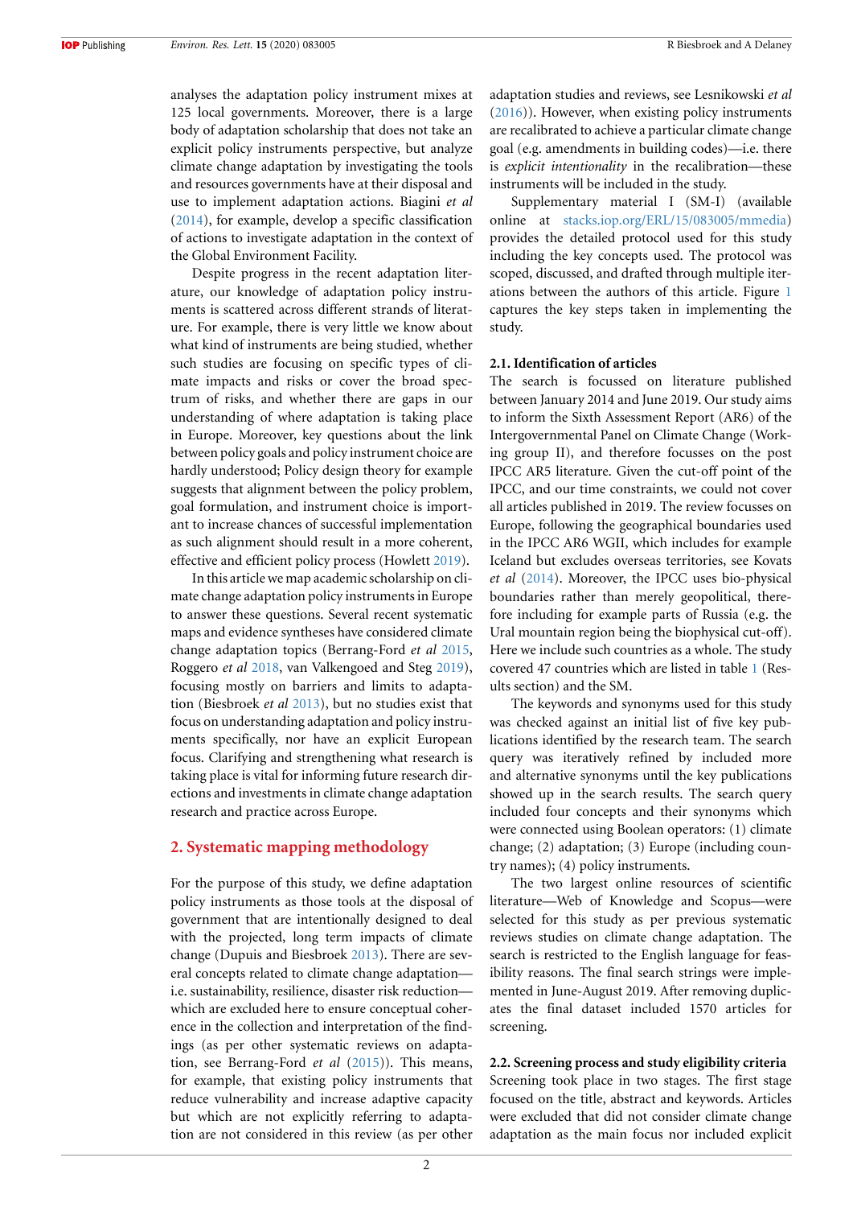analyses the adaptation policy instrument mixes at 125 local governments. Moreover, there is a large body of adaptation scholarship that does not take an explicit policy instruments perspective, but analyze climate change adaptation by investigating the tools and resources governments have at their disposal and use to implement adaptation actions. Biagini *et al* (2014), for example, develop a specific classification of actions to investigate adaptation in the context of the Global Environment Facility.

Despite progress in the recent adaptation literature, our knowledge of adaptation policy instruments is scattered across different strands of literature. For example, there is very little we know about what kind of instruments are being studied, whether such studies are focusing on specific types of climate impacts and risks or cover the broad spectrum of risks, and whether there are gaps in our understanding of where adaptation is taking place in Europe. Moreover, key questions about the link between policy goals and policy instrument choice are hardly understood; Policy design theory for example suggests that alignment between the policy problem, goal formulation, and instrument choice is important to increase chances of successful implementation as such alignment should result in a more coherent, effective and efficient policy process (Howlett 2019).

In this article we map academic scholarship on climate change adaptation policy instruments in Europe to answer these questions. Several recent systematic maps and evidence syntheses have considered climate change adaptation topics (Berrang-Ford *et al* 2015, Roggero *et al* 2018, van Valkengoed and Steg 2019), focusing mostly on barriers and limits to adaptation (Biesbroek *et al* 2013), but no studies exist that focus on understanding adaptation and policy instruments specifically, nor have an explicit European focus. Clarifying and strengthening what research is taking place is vital for informing future research directions and investments in climate change adaptation research and practice across Europe.

## 2. Systematic mapping methodology

For the purpose of this study, we define adaptation policy instruments as those tools at the disposal of government that are intentionally designed to deal with the projected, long term impacts of climate change (Dupuis and Biesbroek 2013). There are several concepts related to climate change adaptation—i.e. sustainability, resilience, disaster risk reduction—which are excluded here to ensure conceptual coherence in the collection and interpretation of the findings (as per other systematic reviews on adaptation, see Berrang-Ford *et al* (2015)). This means, for example, that existing policy instruments that reduce vulnerability and increase adaptive capacity but which are not explicitly referring to adaptation are not considered in this review (as per other adaptation studies and reviews, see Lesnikowski *et al* (2016)). However, when existing policy instruments are recalibrated to achieve a particular climate change goal (e.g. amendments in building codes)—i.e. there is *explicit intentionality* in the recalibration—these instruments will be included in the study.

Supplementary material I (SM-I) (available online at stacks.iop.org/ERL/15/083005/mmedia) provides the detailed protocol used for this study including the key concepts used. The protocol was scoped, discussed, and drafted through multiple iterations between the authors of this article. Figure 1 captures the key steps taken in implementing the study.

### 2.1. Identification of articles

The search is focussed on literature published between January 2014 and June 2019. Our study aims to inform the Sixth Assessment Report (AR6) of the Intergovernmental Panel on Climate Change (Working group II), and therefore focusses on the post IPCC AR5 literature. Given the cut-off point of the IPCC, and our time constraints, we could not cover all articles published in 2019. The review focusses on Europe, following the geographical boundaries used in the IPCC AR6 WGII, which includes for example Iceland but excludes overseas territories, see Kovats *et al* (2014). Moreover, the IPCC uses bio-physical boundaries rather than merely geopolitical, therefore including for example parts of Russia (e.g. the Ural mountain region being the biophysical cut-off). Here we include such countries as a whole. The study covered 47 countries which are listed in table 1 (Results section) and the SM.

The keywords and synonyms used for this study was checked against an initial list of five key publications identified by the research team. The search query was iteratively refined by included more and alternative synonyms until the key publications showed up in the search results. The search query included four concepts and their synonyms which were connected using Boolean operators: (1) climate change; (2) adaptation; (3) Europe (including country names); (4) policy instruments.

The two largest online resources of scientific literature—Web of Knowledge and Scopus—were selected for this study as per previous systematic reviews studies on climate change adaptation. The search is restricted to the English language for feasibility reasons. The final search strings were implemented in June-August 2019. After removing duplicates the final dataset included 1570 articles for screening.

### 2.2. Screening process and study eligibility criteria

Screening took place in two stages. The first stage focused on the title, abstract and keywords. Articles were excluded that did not consider climate change adaptation as the main focus nor included explicit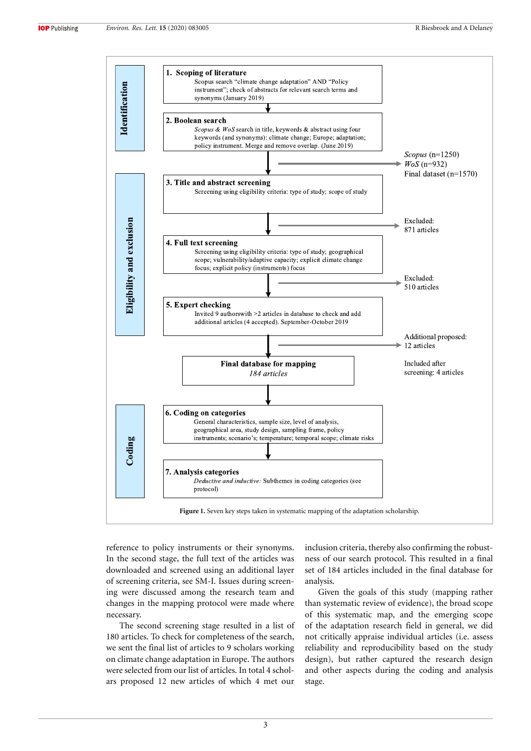**Identification**

**1. Scoping of literature**
Scopus search "climate change adaptation" AND "Policy instrument"; check of abstracts for relevant search terms and synonyms (January 2019)

**2. Boolean search**
*Scopus & WoS* search in title, keywords & abstract using four keywords (and synonyms): climate change; Europe; adaptation; policy instrument. Merge and remove overlap. (June 2019)

→ *Scopus* (n=1250)
*WoS* (n=932)
Final dataset (n=1570)

**Eligibility and exclusion**

**3. Title and abstract screening**
Screening using eligibility criteria: type of study; scope of study

→ Excluded: 871 articles

**4. Full text screening**
Screening using eligibility criteria: type of study; geographical scope; vulnerability/adaptive capacity; explicit climate change focus; explicit policy (instruments) focus

→ Excluded: 510 articles

**5. Expert checking**
Invited 9 authorswith >2 articles in database to check and add additional articles (4 accepted). September-October 2019

→ Additional proposed: 12 articles

Included after screening: 4 articles

**Final database for mapping**
*184 articles*

**Coding**

**6. Coding on categories**
General characteristics, sample size, level of analysis, geographical area, study design, sampling frame, policy instruments; scenario's; temperature; temporal scope; climate risks

**7. Analysis categories**
*Deductive and inductive:* Subthemes in coding categories (see protocol)

**Figure 1.** Seven key steps taken in systematic mapping of the adaptation scholarship.

reference to policy instruments or their synonyms. In the second stage, the full text of the articles was downloaded and screened using an additional layer of screening criteria, see SM-I. Issues during screening were discussed among the research team and changes in the mapping protocol were made where necessary.

The second screening stage resulted in a list of 180 articles. To check for completeness of the search, we sent the final list of articles to 9 scholars working on climate change adaptation in Europe. The authors were selected from our list of articles. In total 4 scholars proposed 12 new articles of which 4 met our inclusion criteria, thereby also confirming the robustness of our search protocol. This resulted in a final set of 184 articles included in the final database for analysis.

Given the goals of this study (mapping rather than systematic review of evidence), the broad scope of this systematic map, and the emerging scope of the adaptation research field in general, we did not critically appraise individual articles (i.e. assess reliability and reproducibility based on the study design), but rather captured the research design and other aspects during the coding and analysis stage.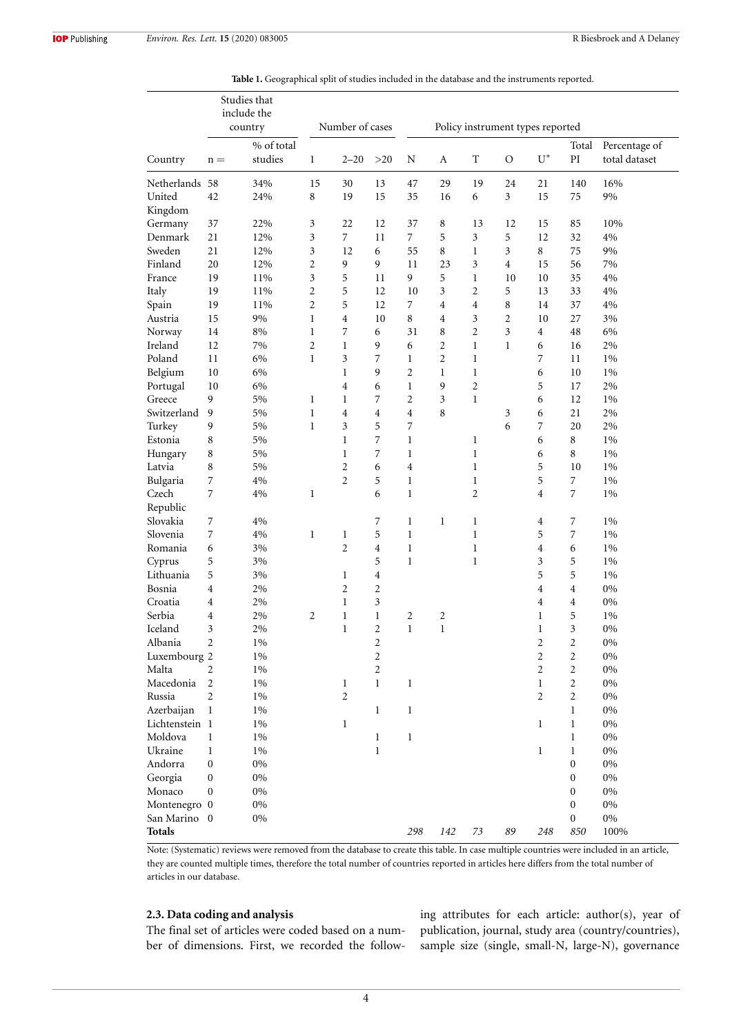**Table 1.** Geographical split of studies included in the database and the instruments reported.

| | Studies that include the country | | Number of cases | | | Policy instrument types reported | | | | | | |
|---|---|---|---|---|---|---|---|---|---|---|---|---|
| Country | n = | % of total studies | 1 | 2–20 | >20 | N | A | T | O | U* | Total PI | Percentage of total dataset |
| Netherlands | 58 | 34% | 15 | 30 | 13 | 47 | 29 | 19 | 24 | 21 | 140 | 16% |
| United Kingdom | 42 | 24% | 8 | 19 | 15 | 35 | 16 | 6 | 3 | 15 | 75 | 9% |
| Germany | 37 | 22% | 3 | 22 | 12 | 37 | 8 | 13 | 12 | 15 | 85 | 10% |
| Denmark | 21 | 12% | 3 | 7 | 11 | 7 | 5 | 3 | 5 | 12 | 32 | 4% |
| Sweden | 21 | 12% | 3 | 12 | 6 | 55 | 8 | 1 | 3 | 8 | 75 | 9% |
| Finland | 20 | 12% | 2 | 9 | 9 | 11 | 23 | 3 | 4 | 15 | 56 | 7% |
| France | 19 | 11% | 3 | 5 | 11 | 9 | 5 | 1 | 10 | 10 | 35 | 4% |
| Italy | 19 | 11% | 2 | 5 | 12 | 10 | 3 | 2 | 5 | 13 | 33 | 4% |
| Spain | 19 | 11% | 2 | 5 | 12 | 7 | 4 | 4 | 8 | 14 | 37 | 4% |
| Austria | 15 | 9% | 1 | 4 | 10 | 8 | 4 | 3 | 2 | 10 | 27 | 3% |
| Norway | 14 | 8% | 1 | 7 | 6 | 31 | 8 | 2 | 3 | 4 | 48 | 6% |
| Ireland | 12 | 7% | 2 | 1 | 9 | 6 | 2 | 1 | 1 | 6 | 16 | 2% |
| Poland | 11 | 6% | 1 | 3 | 7 | 1 | 2 | 1 | | 7 | 11 | 1% |
| Belgium | 10 | 6% | | 1 | 9 | 2 | 1 | 1 | | 6 | 10 | 1% |
| Portugal | 10 | 6% | | 4 | 6 | 1 | 9 | 2 | | 5 | 17 | 2% |
| Greece | 9 | 5% | 1 | 1 | 7 | 2 | 3 | 1 | | 6 | 12 | 1% |
| Switzerland | 9 | 5% | 1 | 4 | 4 | 4 | 8 | | 3 | 6 | 21 | 2% |
| Turkey | 9 | 5% | 1 | 3 | 5 | 7 | | | 6 | 7 | 20 | 2% |
| Estonia | 8 | 5% | | 1 | 7 | 1 | | 1 | | 6 | 8 | 1% |
| Hungary | 8 | 5% | | 1 | 7 | 1 | | 1 | | 6 | 8 | 1% |
| Latvia | 8 | 5% | | 2 | 6 | 4 | | 1 | | 5 | 10 | 1% |
| Bulgaria | 7 | 4% | | 2 | 5 | 1 | | 1 | | 5 | 7 | 1% |
| Czech Republic | 7 | 4% | 1 | | 6 | 1 | | 2 | | 4 | 7 | 1% |
| Slovakia | 7 | 4% | | | 7 | 1 | 1 | 1 | | 4 | 7 | 1% |
| Slovenia | 7 | 4% | 1 | 1 | 5 | 1 | | 1 | | 5 | 7 | 1% |
| Romania | 6 | 3% | | 2 | 4 | 1 | | 1 | | 4 | 6 | 1% |
| Cyprus | 5 | 3% | | | 5 | 1 | | 1 | | 3 | 5 | 1% |
| Lithuania | 5 | 3% | | 1 | 4 | | | | | 5 | 5 | 1% |
| Bosnia | 4 | 2% | | 2 | 2 | | | | | 4 | 4 | 0% |
| Croatia | 4 | 2% | | 1 | 3 | | | | | 4 | 4 | 0% |
| Serbia | 4 | 2% | 2 | 1 | 1 | 2 | 2 | | | 1 | 5 | 1% |
| Iceland | 3 | 2% | | 1 | 2 | 1 | 1 | | | 1 | 3 | 0% |
| Albania | 2 | 1% | | | 2 | | | | | 2 | 2 | 0% |
| Luxembourg | 2 | 1% | | | 2 | | | | | 2 | 2 | 0% |
| Malta | 2 | 1% | | | 2 | | | | | 2 | 2 | 0% |
| Macedonia | 2 | 1% | | 1 | 1 | 1 | | | | 1 | 2 | 0% |
| Russia | 2 | 1% | | 2 | | | | | | 2 | 2 | 0% |
| Azerbaijan | 1 | 1% | | | 1 | 1 | | | | | 1 | 0% |
| Liechtenstein | 1 | 1% | | 1 | | | | | | 1 | 1 | 0% |
| Moldova | 1 | 1% | | | 1 | 1 | | | | | 1 | 0% |
| Ukraine | 1 | 1% | | | 1 | | | | | 1 | 1 | 0% |
| Andorra | 0 | 0% | | | | | | | | | 0 | 0% |
| Georgia | 0 | 0% | | | | | | | | | 0 | 0% |
| Monaco | 0 | 0% | | | | | | | | | 0 | 0% |
| Montenegro | 0 | 0% | | | | | | | | | 0 | 0% |
| San Marino | 0 | 0% | | | | | | | | | 0 | 0% |
| **Totals** | | | | | | *298* | *142* | *73* | *89* | *248* | *850* | 100% |

Note: (Systematic) reviews were removed from the database to create this table. In case multiple countries were included in an article, they are counted multiple times, therefore the total number of countries reported in articles here differs from the total number of articles in our database.

### 2.3. Data coding and analysis

The final set of articles were coded based on a number of dimensions. First, we recorded the following attributes for each article: author(s), year of publication, journal, study area (country/countries), sample size (single, small-N, large-N), governance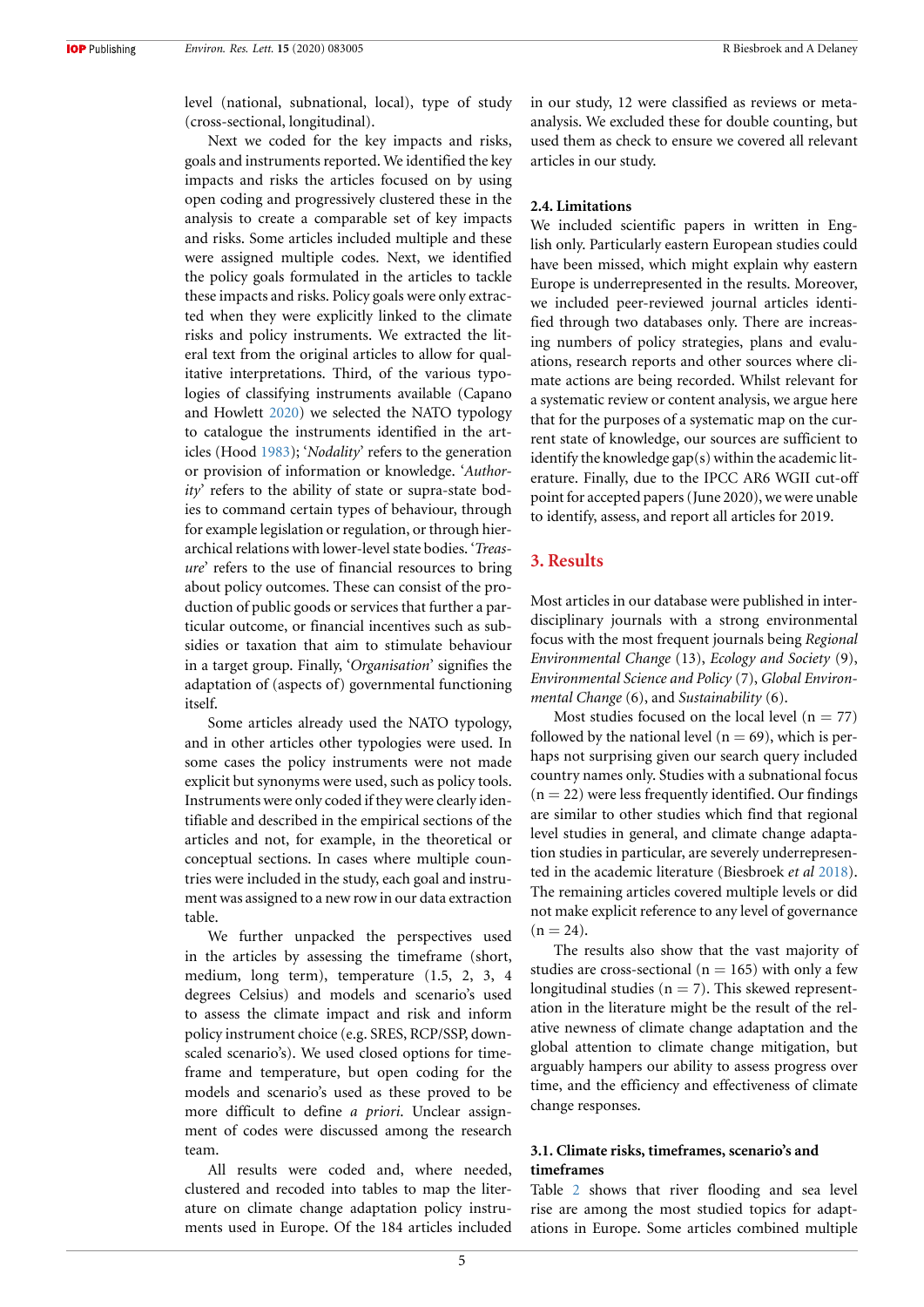level (national, subnational, local), type of study (cross-sectional, longitudinal).

Next we coded for the key impacts and risks, goals and instruments reported. We identified the key impacts and risks the articles focused on by using open coding and progressively clustered these in the analysis to create a comparable set of key impacts and risks. Some articles included multiple and these were assigned multiple codes. Next, we identified the policy goals formulated in the articles to tackle these impacts and risks. Policy goals were only extracted when they were explicitly linked to the climate risks and policy instruments. We extracted the literal text from the original articles to allow for qualitative interpretations. Third, of the various typologies of classifying instruments available (Capano and Howlett 2020) we selected the NATO typology to catalogue the instruments identified in the articles (Hood 1983); '*Nodality*' refers to the generation or provision of information or knowledge. '*Authority*' refers to the ability of state or supra-state bodies to command certain types of behaviour, through for example legislation or regulation, or through hierarchical relations with lower-level state bodies. '*Treasure*' refers to the use of financial resources to bring about policy outcomes. These can consist of the production of public goods or services that further a particular outcome, or financial incentives such as subsidies or taxation that aim to stimulate behaviour in a target group. Finally, '*Organisation*' signifies the adaptation of (aspects of) governmental functioning itself.

Some articles already used the NATO typology, and in other articles other typologies were used. In some cases the policy instruments were not made explicit but synonyms were used, such as policy tools. Instruments were only coded if they were clearly identifiable and described in the empirical sections of the articles and not, for example, in the theoretical or conceptual sections. In cases where multiple countries were included in the study, each goal and instrument was assigned to a new row in our data extraction table.

We further unpacked the perspectives used in the articles by assessing the timeframe (short, medium, long term), temperature (1.5, 2, 3, 4 degrees Celsius) and models and scenario's used to assess the climate impact and risk and inform policy instrument choice (e.g. SRES, RCP/SSP, downscaled scenario's). We used closed options for timeframe and temperature, but open coding for the models and scenario's used as these proved to be more difficult to define *a priori*. Unclear assignment of codes were discussed among the research team.

All results were coded and, where needed, clustered and recoded into tables to map the literature on climate change adaptation policy instruments used in Europe. Of the 184 articles included in our study, 12 were classified as reviews or meta-analysis. We excluded these for double counting, but used them as check to ensure we covered all relevant articles in our study.

### 2.4. Limitations

We included scientific papers in written in English only. Particularly eastern European studies could have been missed, which might explain why eastern Europe is underrepresented in the results. Moreover, we included peer-reviewed journal articles identified through two databases only. There are increasing numbers of policy strategies, plans and evaluations, research reports and other sources where climate actions are being recorded. Whilst relevant for a systematic review or content analysis, we argue here that for the purposes of a systematic map on the current state of knowledge, our sources are sufficient to identify the knowledge gap(s) within the academic literature. Finally, due to the IPCC AR6 WGII cut-off point for accepted papers (June 2020), we were unable to identify, assess, and report all articles for 2019.

## 3. Results

Most articles in our database were published in interdisciplinary journals with a strong environmental focus with the most frequent journals being *Regional Environmental Change* (13), *Ecology and Society* (9), *Environmental Science and Policy* (7), *Global Environmental Change* (6), and *Sustainability* (6).

Most studies focused on the local level (n = 77) followed by the national level (n = 69), which is perhaps not surprising given our search query included country names only. Studies with a subnational focus (n = 22) were less frequently identified. Our findings are similar to other studies which find that regional level studies in general, and climate change adaptation studies in particular, are severely underrepresented in the academic literature (Biesbroek *et al* 2018). The remaining articles covered multiple levels or did not make explicit reference to any level of governance (n = 24).

The results also show that the vast majority of studies are cross-sectional (n = 165) with only a few longitudinal studies (n = 7). This skewed representation in the literature might be the result of the relative newness of climate change adaptation and the global attention to climate change mitigation, but arguably hampers our ability to assess progress over time, and the efficiency and effectiveness of climate change responses.

### 3.1. Climate risks, timeframes, scenario's and timeframes

Table 2 shows that river flooding and sea level rise are among the most studied topics for adaptations in Europe. Some articles combined multiple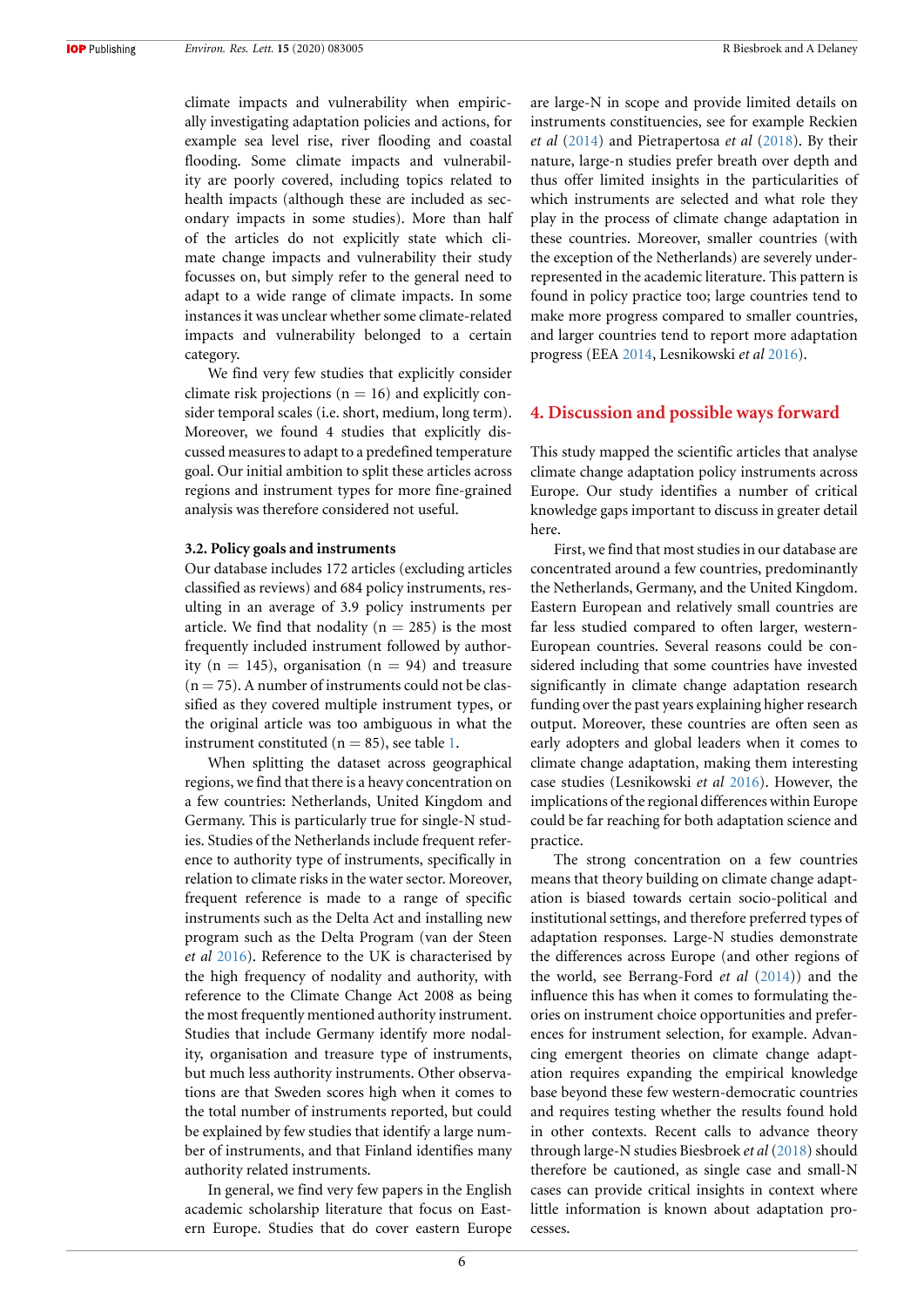climate impacts and vulnerability when empirically investigating adaptation policies and actions, for example sea level rise, river flooding and coastal flooding. Some climate impacts and vulnerability are poorly covered, including topics related to health impacts (although these are included as secondary impacts in some studies). More than half of the articles do not explicitly state which climate change impacts and vulnerability their study focusses on, but simply refer to the general need to adapt to a wide range of climate impacts. In some instances it was unclear whether some climate-related impacts and vulnerability belonged to a certain category.

We find very few studies that explicitly consider climate risk projections ($n = 16$) and explicitly consider temporal scales (i.e. short, medium, long term). Moreover, we found 4 studies that explicitly discussed measures to adapt to a predefined temperature goal. Our initial ambition to split these articles across regions and instrument types for more fine-grained analysis was therefore considered not useful.

### 3.2. Policy goals and instruments

Our database includes 172 articles (excluding articles classified as reviews) and 684 policy instruments, resulting in an average of 3.9 policy instruments per article. We find that nodality ($n = 285$) is the most frequently included instrument followed by authority ($n = 145$), organisation ($n = 94$) and treasure ($n = 75$). A number of instruments could not be classified as they covered multiple instrument types, or the original article was too ambiguous in what the instrument constituted ($n = 85$), see table 1.

When splitting the dataset across geographical regions, we find that there is a heavy concentration on a few countries: Netherlands, United Kingdom and Germany. This is particularly true for single-N studies. Studies of the Netherlands include frequent reference to authority type of instruments, specifically in relation to climate risks in the water sector. Moreover, frequent reference is made to a range of specific instruments such as the Delta Act and installing new program such as the Delta Program (van der Steen *et al* 2016). Reference to the UK is characterised by the high frequency of nodality and authority, with reference to the Climate Change Act 2008 as being the most frequently mentioned authority instrument. Studies that include Germany identify more nodality, organisation and treasure type of instruments, but much less authority instruments. Other observations are that Sweden scores high when it comes to the total number of instruments reported, but could be explained by few studies that identify a large number of instruments, and that Finland identifies many authority related instruments.

In general, we find very few papers in the English academic scholarship literature that focus on Eastern Europe. Studies that do cover eastern Europe are large-N in scope and provide limited details on instruments constituencies, see for example Reckien *et al* (2014) and Pietrapertosa *et al* (2018). By their nature, large-n studies prefer breath over depth and thus offer limited insights in the particularities of which instruments are selected and what role they play in the process of climate change adaptation in these countries. Moreover, smaller countries (with the exception of the Netherlands) are severely underrepresented in the academic literature. This pattern is found in policy practice too; large countries tend to make more progress compared to smaller countries, and larger countries tend to report more adaptation progress (EEA 2014, Lesnikowski *et al* 2016).

## 4. Discussion and possible ways forward

This study mapped the scientific articles that analyse climate change adaptation policy instruments across Europe. Our study identifies a number of critical knowledge gaps important to discuss in greater detail here.

First, we find that most studies in our database are concentrated around a few countries, predominantly the Netherlands, Germany, and the United Kingdom. Eastern European and relatively small countries are far less studied compared to often larger, western-European countries. Several reasons could be considered including that some countries have invested significantly in climate change adaptation research funding over the past years explaining higher research output. Moreover, these countries are often seen as early adopters and global leaders when it comes to climate change adaptation, making them interesting case studies (Lesnikowski *et al* 2016). However, the implications of the regional differences within Europe could be far reaching for both adaptation science and practice.

The strong concentration on a few countries means that theory building on climate change adaptation is biased towards certain socio-political and institutional settings, and therefore preferred types of adaptation responses. Large-N studies demonstrate the differences across Europe (and other regions of the world, see Berrang-Ford *et al* (2014)) and the influence this has when it comes to formulating theories on instrument choice opportunities and preferences for instrument selection, for example. Advancing emergent theories on climate change adaptation requires expanding the empirical knowledge base beyond these few western-democratic countries and requires testing whether the results found hold in other contexts. Recent calls to advance theory through large-N studies Biesbroek *et al* (2018) should therefore be cautioned, as single case and small-N cases can provide critical insights in context where little information is known about adaptation processes.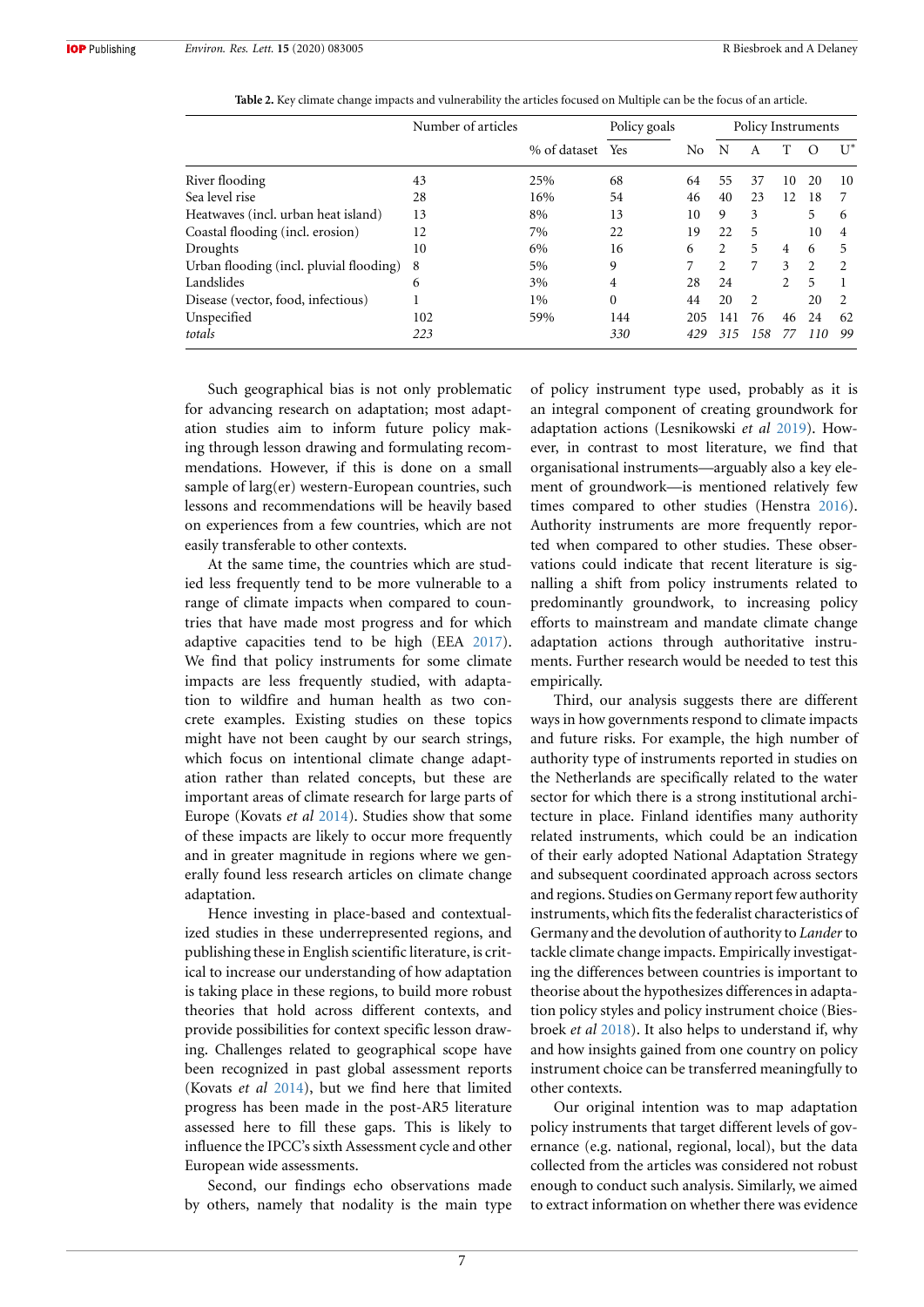**Table 2.** Key climate change impacts and vulnerability the articles focused on Multiple can be the focus of an article.

| | Number of articles | | Policy goals | | Policy Instruments | | | | |
|---|---|---|---|---|---|---|---|---|---|
| | | % of dataset | Yes | No | N | A | T | O | U* |
| River flooding | 43 | 25% | 68 | 64 | 55 | 37 | 10 | 20 | 10 |
| Sea level rise | 28 | 16% | 54 | 46 | 40 | 23 | 12 | 18 | 7 |
| Heatwaves (incl. urban heat island) | 13 | 8% | 13 | 10 | 9 | 3 | | 5 | 6 |
| Coastal flooding (incl. erosion) | 12 | 7% | 22 | 19 | 22 | 5 | | 10 | 4 |
| Droughts | 10 | 6% | 16 | 6 | 2 | 5 | 4 | 6 | 5 |
| Urban flooding (incl. pluvial flooding) | 8 | 5% | 9 | 7 | 2 | 7 | 3 | 2 | 2 |
| Landslides | 6 | 3% | 4 | 28 | 24 | | 2 | 5 | 1 |
| Disease (vector, food, infectious) | 1 | 1% | 0 | 44 | 20 | 2 | | 20 | 2 |
| Unspecified | 102 | 59% | 144 | 205 | 141 | 76 | 46 | 24 | 62 |
| *totals* | *223* | | *330* | *429* | *315* | *158* | *77* | *110* | *99* |

Such geographical bias is not only problematic for advancing research on adaptation; most adaptation studies aim to inform future policy making through lesson drawing and formulating recommendations. However, if this is done on a small sample of larg(er) western-European countries, such lessons and recommendations will be heavily based on experiences from a few countries, which are not easily transferable to other contexts.

At the same time, the countries which are studied less frequently tend to be more vulnerable to a range of climate impacts when compared to countries that have made most progress and for which adaptive capacities tend to be high (EEA 2017). We find that policy instruments for some climate impacts are less frequently studied, with adaptation to wildfire and human health as two concrete examples. Existing studies on these topics might have not been caught by our search strings, which focus on intentional climate change adaptation rather than related concepts, but these are important areas of climate research for large parts of Europe (Kovats *et al* 2014). Studies show that some of these impacts are likely to occur more frequently and in greater magnitude in regions where we generally found less research articles on climate change adaptation.

Hence investing in place-based and contextualized studies in these underrepresented regions, and publishing these in English scientific literature, is critical to increase our understanding of how adaptation is taking place in these regions, to build more robust theories that hold across different contexts, and provide possibilities for context specific lesson drawing. Challenges related to geographical scope have been recognized in past global assessment reports (Kovats *et al* 2014), but we find here that limited progress has been made in the post-AR5 literature assessed here to fill these gaps. This is likely to influence the IPCC's sixth Assessment cycle and other European wide assessments.

Second, our findings echo observations made by others, namely that nodality is the main type of policy instrument type used, probably as it is an integral component of creating groundwork for adaptation actions (Lesnikowski *et al* 2019). However, in contrast to most literature, we find that organisational instruments—arguably also a key element of groundwork—is mentioned relatively few times compared to other studies (Henstra 2016). Authority instruments are more frequently reported when compared to other studies. These observations could indicate that recent literature is signalling a shift from policy instruments related to predominantly groundwork, to increasing policy efforts to mainstream and mandate climate change adaptation actions through authoritative instruments. Further research would be needed to test this empirically.

Third, our analysis suggests there are different ways in how governments respond to climate impacts and future risks. For example, the high number of authority type of instruments reported in studies on the Netherlands are specifically related to the water sector for which there is a strong institutional architecture in place. Finland identifies many authority related instruments, which could be an indication of their early adopted National Adaptation Strategy and subsequent coordinated approach across sectors and regions. Studies on Germany report few authority instruments, which fits the federalist characteristics of Germany and the devolution of authority to *Lander* to tackle climate change impacts. Empirically investigating the differences between countries is important to theorise about the hypothesizes differences in adaptation policy styles and policy instrument choice (Biesbroek *et al* 2018). It also helps to understand if, why and how insights gained from one country on policy instrument choice can be transferred meaningfully to other contexts.

Our original intention was to map adaptation policy instruments that target different levels of governance (e.g. national, regional, local), but the data collected from the articles was considered not robust enough to conduct such analysis. Similarly, we aimed to extract information on whether there was evidence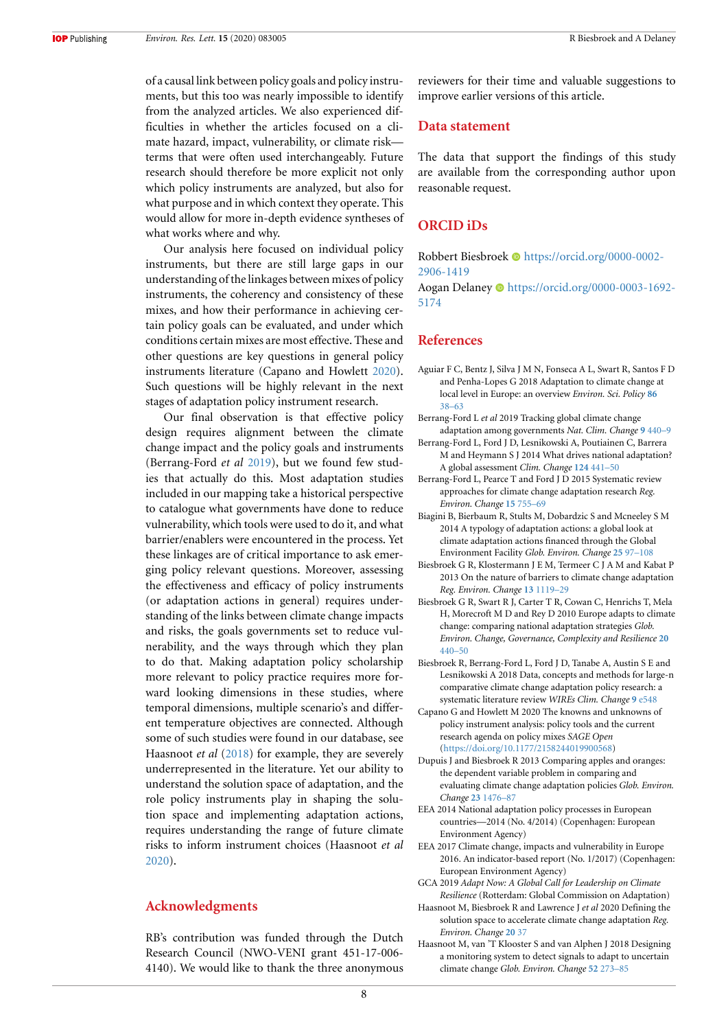of a causal link between policy goals and policy instruments, but this too was nearly impossible to identify from the analyzed articles. We also experienced difficulties in whether the articles focused on a climate hazard, impact, vulnerability, or climate risk—terms that were often used interchangeably. Future research should therefore be more explicit not only which policy instruments are analyzed, but also for what purpose and in which context they operate. This would allow for more in-depth evidence syntheses of what works where and why.

Our analysis here focused on individual policy instruments, but there are still large gaps in our understanding of the linkages between mixes of policy instruments, the coherency and consistency of these mixes, and how their performance in achieving certain policy goals can be evaluated, and under which conditions certain mixes are most effective. These and other questions are key questions in general policy instruments literature (Capano and Howlett 2020). Such questions will be highly relevant in the next stages of adaptation policy instrument research.

Our final observation is that effective policy design requires alignment between the climate change impact and the policy goals and instruments (Berrang-Ford *et al* 2019), but we found few studies that actually do this. Most adaptation studies included in our mapping take a historical perspective to catalogue what governments have done to reduce vulnerability, which tools were used to do it, and what barrier/enablers were encountered in the process. Yet these linkages are of critical importance to ask emerging policy relevant questions. Moreover, assessing the effectiveness and efficacy of policy instruments (or adaptation actions in general) requires understanding of the links between climate change impacts and risks, the goals governments set to reduce vulnerability, and the ways through which they plan to do that. Making adaptation policy scholarship more relevant to policy practice requires more forward looking dimensions in these studies, where temporal dimensions, multiple scenario's and different temperature objectives are connected. Although some of such studies were found in our database, see Haasnoot *et al* (2018) for example, they are severely underrepresented in the literature. Yet our ability to understand the solution space of adaptation, and the role policy instruments play in shaping the solution space and implementing adaptation actions, requires understanding the range of future climate risks to inform instrument choices (Haasnoot *et al* 2020).

## Acknowledgments

RB's contribution was funded through the Dutch Research Council (NWO-VENI grant 451-17-006-4140). We would like to thank the three anonymous reviewers for their time and valuable suggestions to improve earlier versions of this article.

## Data statement

The data that support the findings of this study are available from the corresponding author upon reasonable request.

## ORCID iDs

Robbert Biesbroek https://orcid.org/0000-0002-2906-1419
Aogan Delaney https://orcid.org/0000-0003-1692-5174

## References

Aguiar F C, Bentz J, Silva J M N, Fonseca A L, Swart R, Santos F D and Penha-Lopes G 2018 Adaptation to climate change at local level in Europe: an overview *Environ. Sci. Policy* **86** 38–63

Berrang-Ford L *et al* 2019 Tracking global climate change adaptation among governments *Nat. Clim. Change* **9** 440–9

Berrang-Ford L, Ford J D, Lesnikowski A, Poutiainen C, Barrera M and Heymann S J 2014 What drives national adaptation? A global assessment *Clim. Change* **124** 441–50

Berrang-Ford L, Pearce T and Ford J D 2015 Systematic review approaches for climate change adaptation research *Reg. Environ. Change* **15** 755–69

Biagini B, Bierbaum R, Stults M, Dobardzic S and Mcneeley S M 2014 A typology of adaptation actions: a global look at climate adaptation actions financed through the Global Environment Facility *Glob. Environ. Change* **25** 97–108

Biesbroek G R, Klostermann J E M, Termeer C J A M and Kabat P 2013 On the nature of barriers to climate change adaptation *Reg. Environ. Change* **13** 1119–29

Biesbroek G R, Swart R J, Carter T R, Cowan C, Henrichs T, Mela H, Morecroft M D and Rey D 2010 Europe adapts to climate change: comparing national adaptation strategies *Glob. Environ. Change, Governance, Complexity and Resilience* **20** 440–50

Biesbroek R, Berrang-Ford L, Ford J D, Tanabe A, Austin S E and Lesnikowski A 2018 Data, concepts and methods for large-n comparative climate change adaptation policy research: a systematic literature review *WIREs Clim. Change* **9** e548

Capano G and Howlett M 2020 The knowns and unknowns of policy instrument analysis: policy tools and the current research agenda on policy mixes *SAGE Open* (https://doi.org/10.1177/2158244019900568)

Dupuis J and Biesbroek R 2013 Comparing apples and oranges: the dependent variable problem in comparing and evaluating climate change adaptation policies *Glob. Environ. Change* **23** 1476–87

EEA 2014 National adaptation policy processes in European countries—2014 (No. 4/2014) (Copenhagen: European Environment Agency)

EEA 2017 Climate change, impacts and vulnerability in Europe 2016. An indicator-based report (No. 1/2017) (Copenhagen: European Environment Agency)

GCA 2019 *Adapt Now: A Global Call for Leadership on Climate Resilience* (Rotterdam: Global Commission on Adaptation)

Haasnoot M, Biesbroek R and Lawrence J *et al* 2020 Defining the solution space to accelerate climate change adaptation *Reg. Environ. Change* **20** 37

Haasnoot M, van 'T Klooster S and van Alphen J 2018 Designing a monitoring system to detect signals to adapt to uncertain climate change *Glob. Environ. Change* **52** 273–85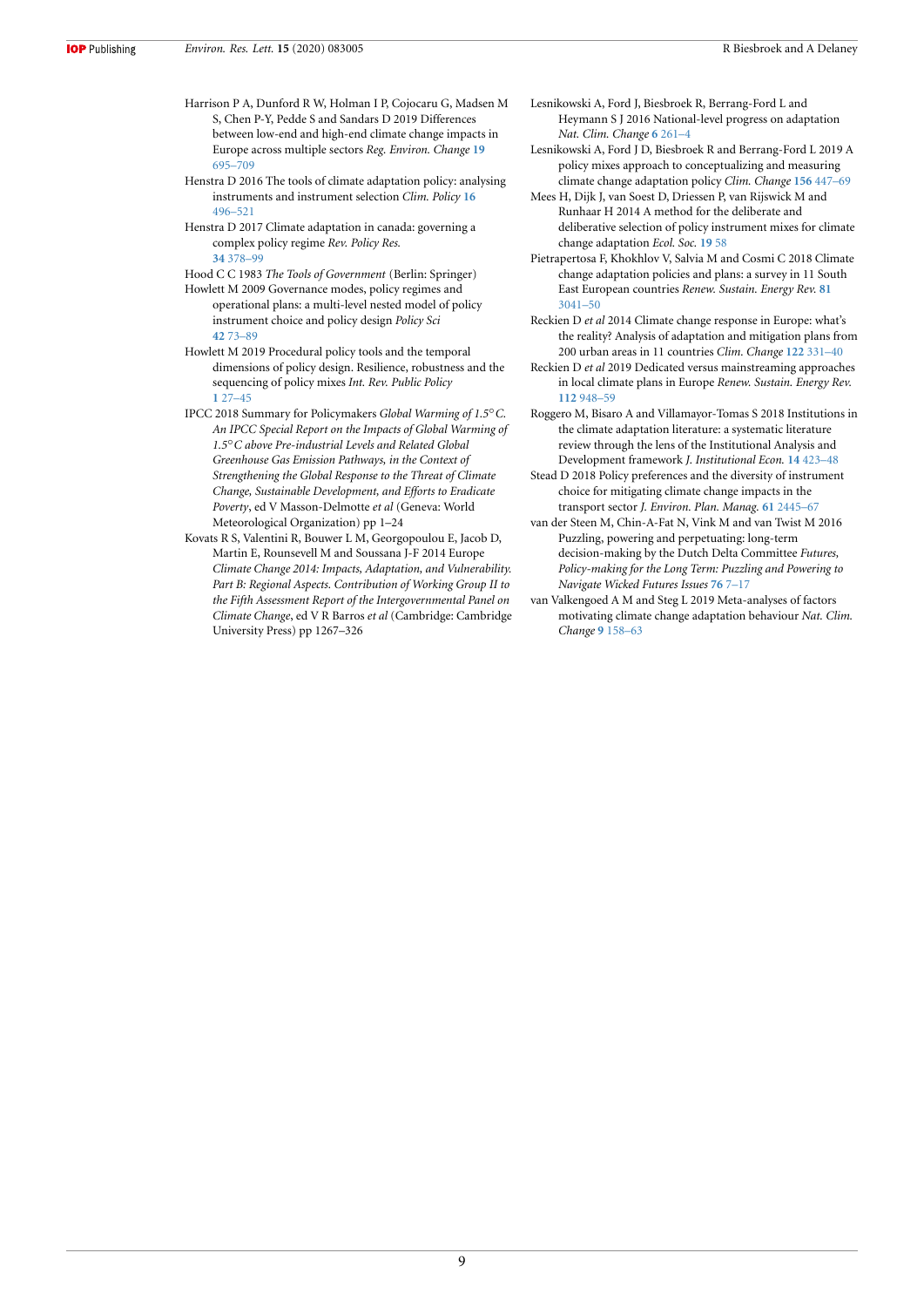Harrison P A, Dunford R W, Holman I P, Cojocaru G, Madsen M S, Chen P-Y, Pedde S and Sandars D 2019 Differences between low-end and high-end climate change impacts in Europe across multiple sectors *Reg. Environ. Change* **19** 695–709

Henstra D 2016 The tools of climate adaptation policy: analysing instruments and instrument selection *Clim. Policy* **16** 496–521

Henstra D 2017 Climate adaptation in canada: governing a complex policy regime *Rev. Policy Res.* **34** 378–99

Hood C C 1983 *The Tools of Government* (Berlin: Springer)

Howlett M 2009 Governance modes, policy regimes and operational plans: a multi-level nested model of policy instrument choice and policy design *Policy Sci* **42** 73–89

Howlett M 2019 Procedural policy tools and the temporal dimensions of policy design. Resilience, robustness and the sequencing of policy mixes *Int. Rev. Public Policy* **1** 27–45

IPCC 2018 Summary for Policymakers *Global Warming of 1.5°C. An IPCC Special Report on the Impacts of Global Warming of 1.5°C above Pre-industrial Levels and Related Global Greenhouse Gas Emission Pathways, in the Context of Strengthening the Global Response to the Threat of Climate Change, Sustainable Development, and Efforts to Eradicate Poverty*, ed V Masson-Delmotte *et al* (Geneva: World Meteorological Organization) pp 1–24

Kovats R S, Valentini R, Bouwer L M, Georgopoulou E, Jacob D, Martin E, Rounsevell M and Soussana J-F 2014 Europe *Climate Change 2014: Impacts, Adaptation, and Vulnerability. Part B: Regional Aspects. Contribution of Working Group II to the Fifth Assessment Report of the Intergovernmental Panel on Climate Change*, ed V R Barros *et al* (Cambridge: Cambridge University Press) pp 1267–326

Lesnikowski A, Ford J, Biesbroek R, Berrang-Ford L and Heymann S J 2016 National-level progress on adaptation *Nat. Clim. Change* **6** 261–4

Lesnikowski A, Ford J D, Biesbroek R and Berrang-Ford L 2019 A policy mixes approach to conceptualizing and measuring climate change adaptation policy *Clim. Change* **156** 447–69

Mees H, Dijk J, van Soest D, Driessen P, van Rijswick M and Runhaar H 2014 A method for the deliberate and deliberative selection of policy instrument mixes for climate change adaptation *Ecol. Soc.* **19** 58

Pietrapertosa F, Khokhlov V, Salvia M and Cosmi C 2018 Climate change adaptation policies and plans: a survey in 11 South East European countries *Renew. Sustain. Energy Rev.* **81** 3041–50

Reckien D *et al* 2014 Climate change response in Europe: what's the reality? Analysis of adaptation and mitigation plans from 200 urban areas in 11 countries *Clim. Change* **122** 331–40

Reckien D *et al* 2019 Dedicated versus mainstreaming approaches in local climate plans in Europe *Renew. Sustain. Energy Rev.* **112** 948–59

Roggero M, Bisaro A and Villamayor-Tomas S 2018 Institutions in the climate adaptation literature: a systematic literature review through the lens of the Institutional Analysis and Development framework *J. Institutional Econ.* **14** 423–48

Stead D 2018 Policy preferences and the diversity of instrument choice for mitigating climate change impacts in the transport sector *J. Environ. Plan. Manag.* **61** 2445–67

van der Steen M, Chin-A-Fat N, Vink M and van Twist M 2016 Puzzling, powering and perpetuating: long-term decision-making by the Dutch Delta Committee *Futures, Policy-making for the Long Term: Puzzling and Powering to Navigate Wicked Futures Issues* **76** 7–17

van Valkengoed A M and Steg L 2019 Meta-analyses of factors motivating climate change adaptation behaviour *Nat. Clim. Change* **9** 158–63